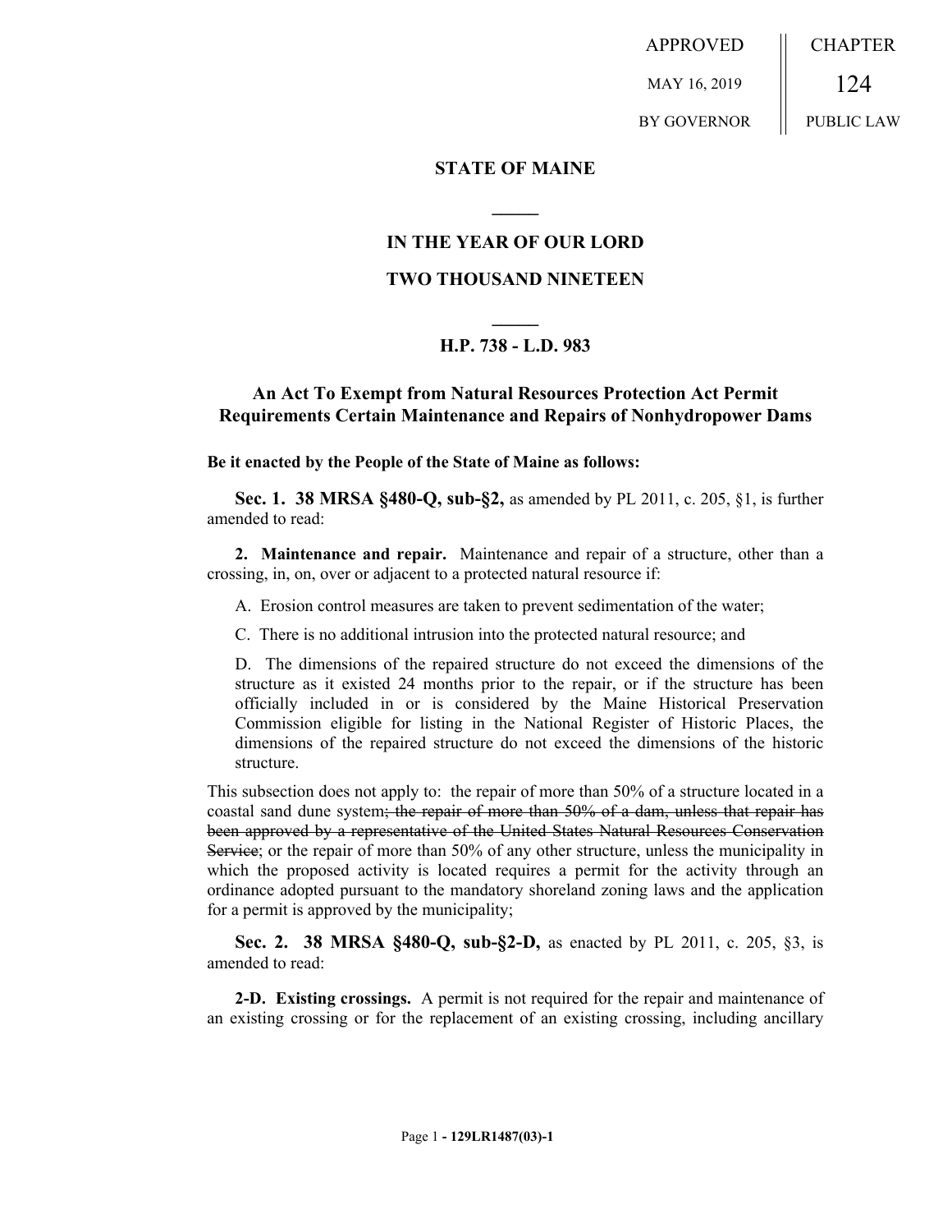APPROVED

MAY 16, 2019

BY GOVERNOR

CHAPTER

124

PUBLIC LAW

**STATE OF MAINE**

**IN THE YEAR OF OUR LORD**

**TWO THOUSAND NINETEEN**

**H.P. 738 - L.D. 983**

## An Act To Exempt from Natural Resources Protection Act Permit Requirements Certain Maintenance and Repairs of Nonhydropower Dams

**Be it enacted by the People of the State of Maine as follows:**

**Sec. 1. 38 MRSA §480-Q, sub-§2,** as amended by PL 2011, c. 205, §1, is further amended to read:

**2. Maintenance and repair.** Maintenance and repair of a structure, other than a crossing, in, on, over or adjacent to a protected natural resource if:

A. Erosion control measures are taken to prevent sedimentation of the water;

C. There is no additional intrusion into the protected natural resource; and

D. The dimensions of the repaired structure do not exceed the dimensions of the structure as it existed 24 months prior to the repair, or if the structure has been officially included in or is considered by the Maine Historical Preservation Commission eligible for listing in the National Register of Historic Places, the dimensions of the repaired structure do not exceed the dimensions of the historic structure.

This subsection does not apply to: the repair of more than 50% of a structure located in a coastal sand dune system~~; the repair of more than 50% of a dam, unless that repair has been approved by a representative of the United States Natural Resources Conservation Service~~; or the repair of more than 50% of any other structure, unless the municipality in which the proposed activity is located requires a permit for the activity through an ordinance adopted pursuant to the mandatory shoreland zoning laws and the application for a permit is approved by the municipality;

**Sec. 2. 38 MRSA §480-Q, sub-§2-D,** as enacted by PL 2011, c. 205, §3, is amended to read:

**2-D. Existing crossings.** A permit is not required for the repair and maintenance of an existing crossing or for the replacement of an existing crossing, including ancillary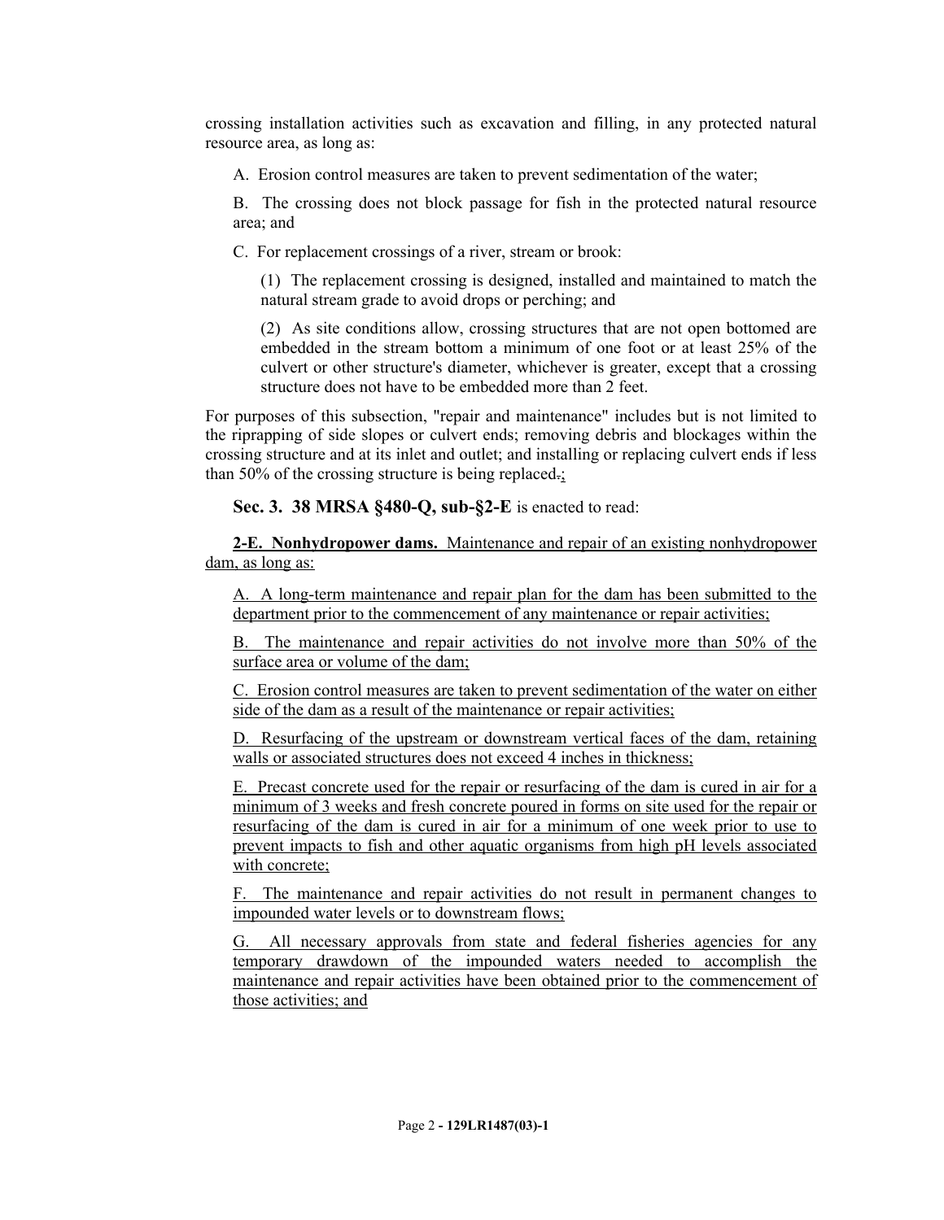crossing installation activities such as excavation and filling, in any protected natural resource area, as long as:

A. Erosion control measures are taken to prevent sedimentation of the water;

B. The crossing does not block passage for fish in the protected natural resource area; and

C. For replacement crossings of a river, stream or brook:

(1) The replacement crossing is designed, installed and maintained to match the natural stream grade to avoid drops or perching; and

(2) As site conditions allow, crossing structures that are not open bottomed are embedded in the stream bottom a minimum of one foot or at least 25% of the culvert or other structure's diameter, whichever is greater, except that a crossing structure does not have to be embedded more than 2 feet.

For purposes of this subsection, "repair and maintenance" includes but is not limited to the riprapping of side slopes or culvert ends; removing debris and blockages within the crossing structure and at its inlet and outlet; and installing or replacing culvert ends if less than 50% of the crossing structure is being replaced.;

**Sec. 3. 38 MRSA §480-Q, sub-§2-E** is enacted to read:

**2-E. Nonhydropower dams.** Maintenance and repair of an existing nonhydropower dam, as long as:

A. A long-term maintenance and repair plan for the dam has been submitted to the department prior to the commencement of any maintenance or repair activities;

B. The maintenance and repair activities do not involve more than 50% of the surface area or volume of the dam;

C. Erosion control measures are taken to prevent sedimentation of the water on either side of the dam as a result of the maintenance or repair activities;

D. Resurfacing of the upstream or downstream vertical faces of the dam, retaining walls or associated structures does not exceed 4 inches in thickness;

E. Precast concrete used for the repair or resurfacing of the dam is cured in air for a minimum of 3 weeks and fresh concrete poured in forms on site used for the repair or resurfacing of the dam is cured in air for a minimum of one week prior to use to prevent impacts to fish and other aquatic organisms from high pH levels associated with concrete;

F. The maintenance and repair activities do not result in permanent changes to impounded water levels or to downstream flows;

G. All necessary approvals from state and federal fisheries agencies for any temporary drawdown of the impounded waters needed to accomplish the maintenance and repair activities have been obtained prior to the commencement of those activities; and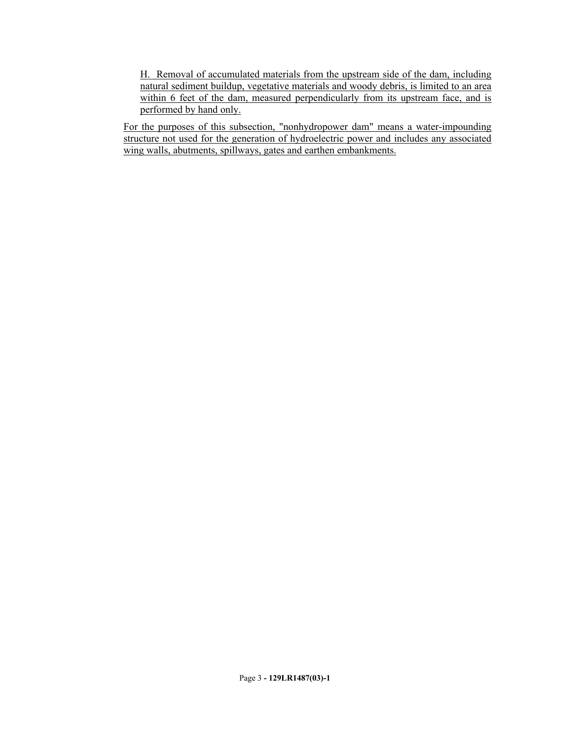H. Removal of accumulated materials from the upstream side of the dam, including natural sediment buildup, vegetative materials and woody debris, is limited to an area within 6 feet of the dam, measured perpendicularly from its upstream face, and is performed by hand only.

For the purposes of this subsection, "nonhydropower dam" means a water-impounding structure not used for the generation of hydroelectric power and includes any associated wing walls, abutments, spillways, gates and earthen embankments.